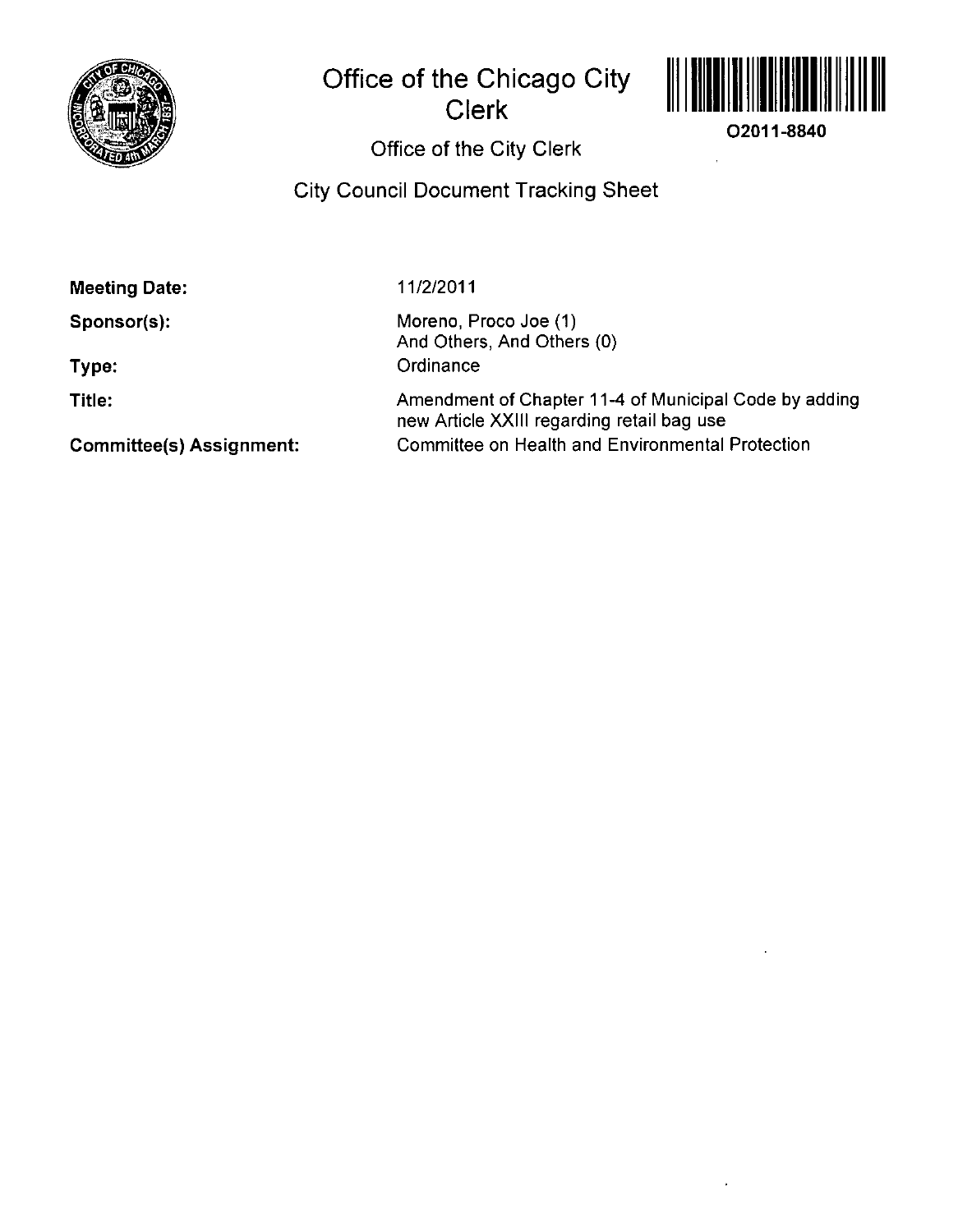# Office of the Chicago City Clerk

O2011-8840

## Office of the City Clerk

## City Council Document Tracking Sheet

| | |
|---|---|
| **Meeting Date:** | 11/2/2011 |
| **Sponsor(s):** | Moreno, Proco Joe (1)<br>And Others, And Others (0) |
| **Type:** | Ordinance |
| **Title:** | Amendment of Chapter 11-4 of Municipal Code by adding new Article XXIII regarding retail bag use |
| **Committee(s) Assignment:** | Committee on Health and Environmental Protection |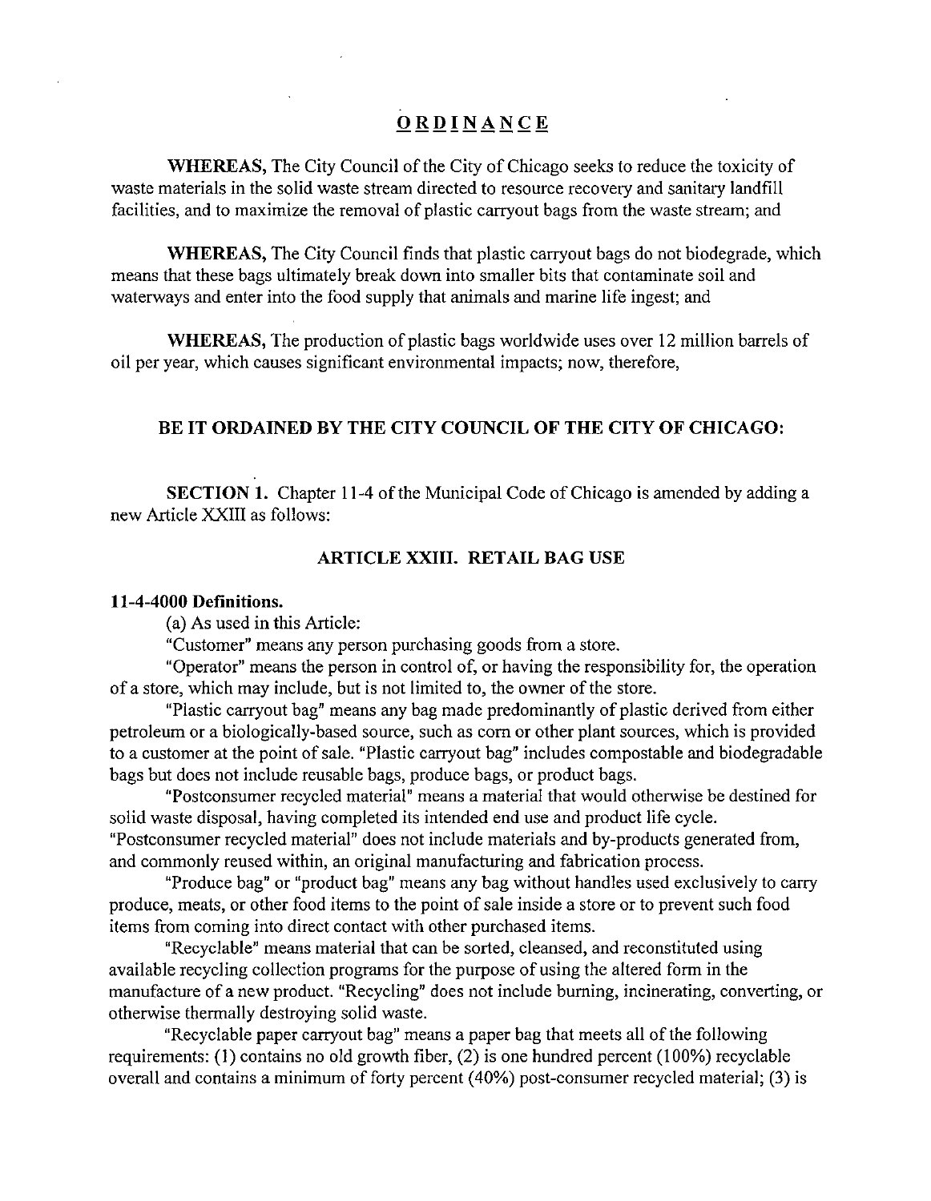# ORDINANCE

**WHEREAS,** The City Council of the City of Chicago seeks to reduce the toxicity of waste materials in the solid waste stream directed to resource recovery and sanitary landfill facilities, and to maximize the removal of plastic carryout bags from the waste stream; and

**WHEREAS,** The City Council finds that plastic carryout bags do not biodegrade, which means that these bags ultimately break down into smaller bits that contaminate soil and waterways and enter into the food supply that animals and marine life ingest; and

**WHEREAS,** The production of plastic bags worldwide uses over 12 million barrels of oil per year, which causes significant environmental impacts; now, therefore,

**BE IT ORDAINED BY THE CITY COUNCIL OF THE CITY OF CHICAGO:**

**SECTION 1.** Chapter 11-4 of the Municipal Code of Chicago is amended by adding a new Article XXIII as follows:

## ARTICLE XXIII. RETAIL BAG USE

**11-4-4000 Definitions.**

(a) As used in this Article:

"Customer" means any person purchasing goods from a store.

"Operator" means the person in control of, or having the responsibility for, the operation of a store, which may include, but is not limited to, the owner of the store.

"Plastic carryout bag" means any bag made predominantly of plastic derived from either petroleum or a biologically-based source, such as corn or other plant sources, which is provided to a customer at the point of sale. "Plastic carryout bag" includes compostable and biodegradable bags but does not include reusable bags, produce bags, or product bags.

"Postconsumer recycled material" means a material that would otherwise be destined for solid waste disposal, having completed its intended end use and product life cycle. "Postconsumer recycled material" does not include materials and by-products generated from, and commonly reused within, an original manufacturing and fabrication process.

"Produce bag" or "product bag" means any bag without handles used exclusively to carry produce, meats, or other food items to the point of sale inside a store or to prevent such food items from coming into direct contact with other purchased items.

"Recyclable" means material that can be sorted, cleansed, and reconstituted using available recycling collection programs for the purpose of using the altered form in the manufacture of a new product. "Recycling" does not include burning, incinerating, converting, or otherwise thermally destroying solid waste.

"Recyclable paper carryout bag" means a paper bag that meets all of the following requirements: (1) contains no old growth fiber, (2) is one hundred percent (100%) recyclable overall and contains a minimum of forty percent (40%) post-consumer recycled material; (3) is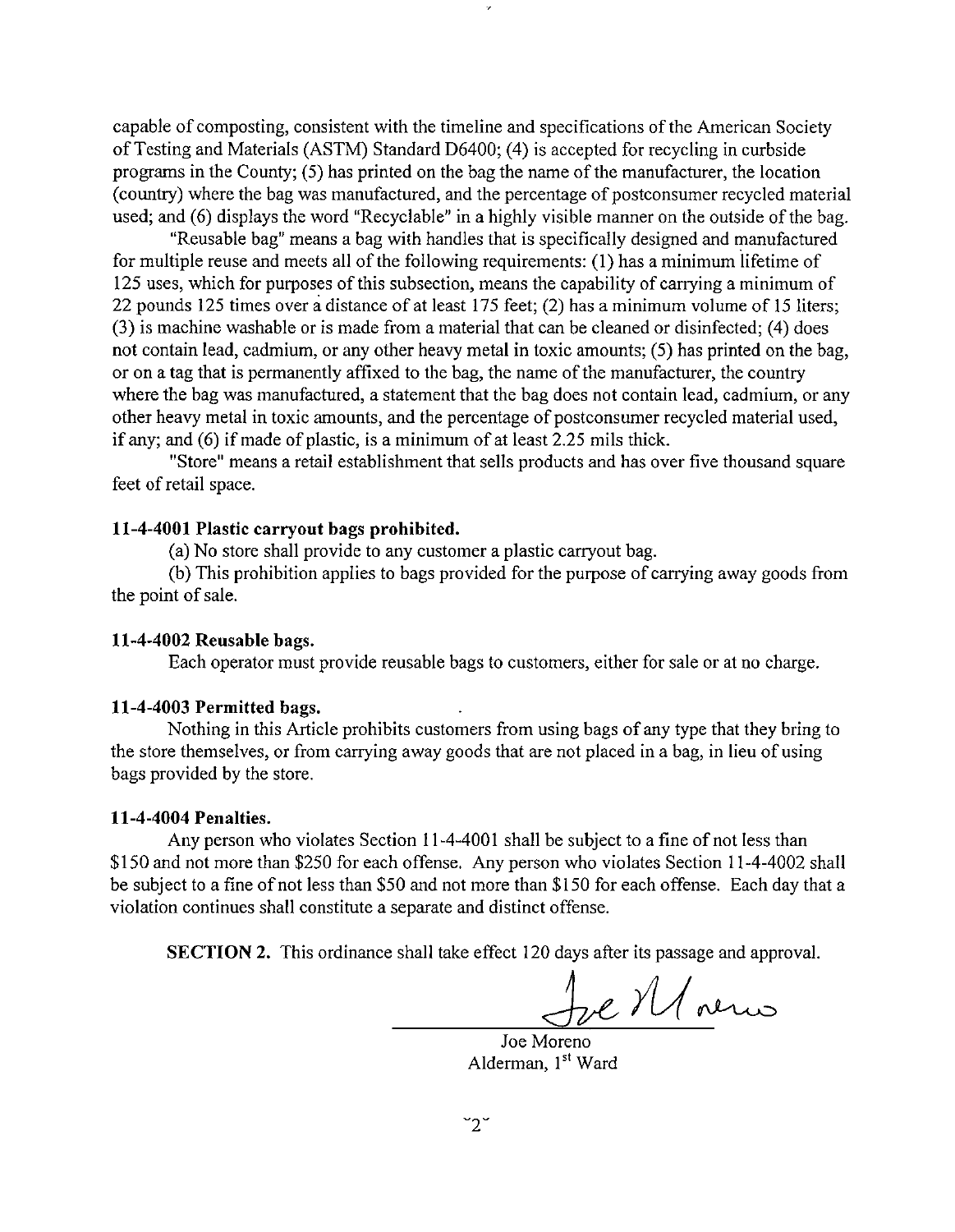capable of composting, consistent with the timeline and specifications of the American Society of Testing and Materials (ASTM) Standard D6400; (4) is accepted for recycling in curbside programs in the County; (5) has printed on the bag the name of the manufacturer, the location (country) where the bag was manufactured, and the percentage of postconsumer recycled material used; and (6) displays the word "Recyclable" in a highly visible manner on the outside of the bag.

"Reusable bag" means a bag with handles that is specifically designed and manufactured for multiple reuse and meets all of the following requirements: (1) has a minimum lifetime of 125 uses, which for purposes of this subsection, means the capability of carrying a minimum of 22 pounds 125 times over a distance of at least 175 feet; (2) has a minimum volume of 15 liters; (3) is machine washable or is made from a material that can be cleaned or disinfected; (4) does not contain lead, cadmium, or any other heavy metal in toxic amounts; (5) has printed on the bag, or on a tag that is permanently affixed to the bag, the name of the manufacturer, the country where the bag was manufactured, a statement that the bag does not contain lead, cadmium, or any other heavy metal in toxic amounts, and the percentage of postconsumer recycled material used, if any; and (6) if made of plastic, is a minimum of at least 2.25 mils thick.

"Store" means a retail establishment that sells products and has over five thousand square feet of retail space.

**11-4-4001 Plastic carryout bags prohibited.**

(a) No store shall provide to any customer a plastic carryout bag.

(b) This prohibition applies to bags provided for the purpose of carrying away goods from the point of sale.

**11-4-4002 Reusable bags.**

Each operator must provide reusable bags to customers, either for sale or at no charge.

**11-4-4003 Permitted bags.**

Nothing in this Article prohibits customers from using bags of any type that they bring to the store themselves, or from carrying away goods that are not placed in a bag, in lieu of using bags provided by the store.

**11-4-4004 Penalties.**

Any person who violates Section 11-4-4001 shall be subject to a fine of not less than $150 and not more than $250 for each offense. Any person who violates Section 11-4-4002 shall be subject to a fine of not less than $50 and not more than $150 for each offense. Each day that a violation continues shall constitute a separate and distinct offense.

**SECTION 2.** This ordinance shall take effect 120 days after its passage and approval.

Joe Moreno
Alderman, 1st Ward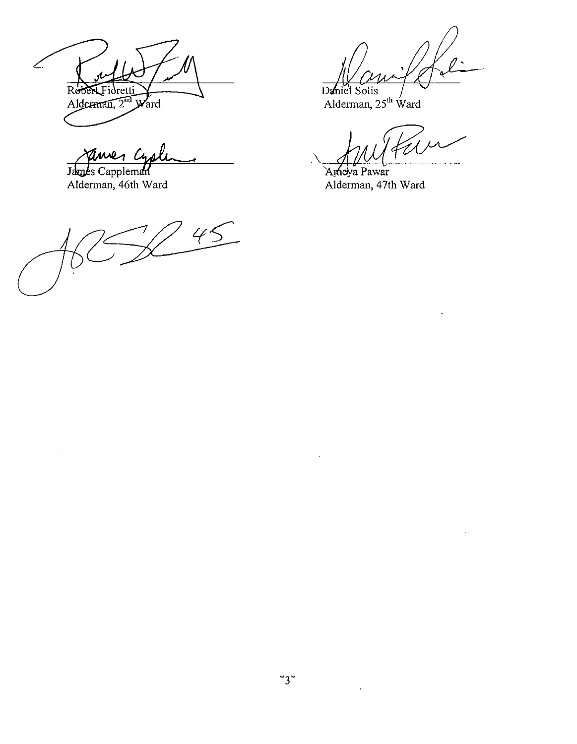Robert Fioretti
Alderman, $2^{nd}$ Ward

Daniel Solis
Alderman, $25^{th}$ Ward

James Cappleman
Alderman, 46th Ward

Ameya Pawar
Alderman, 47th Ward

45